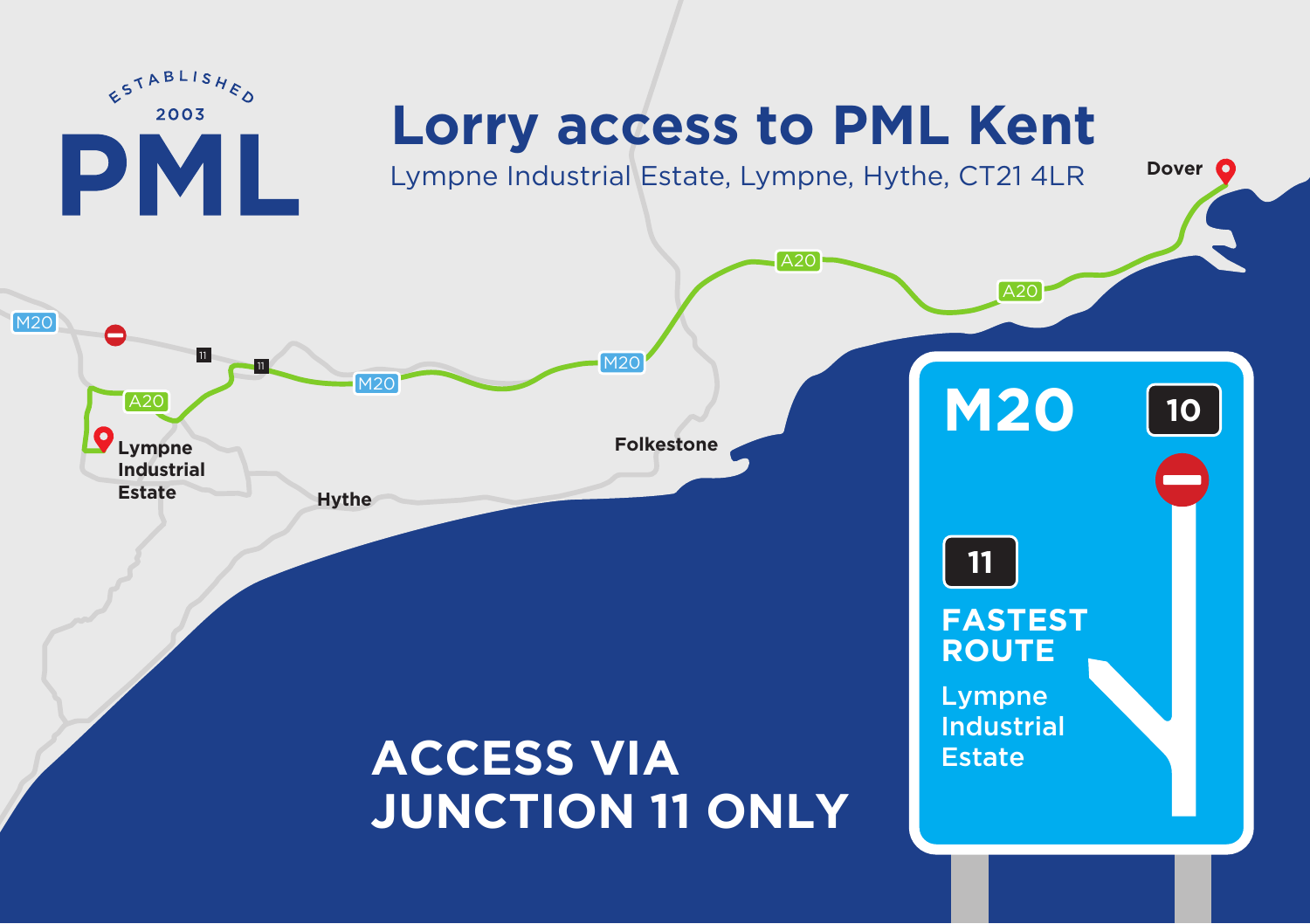ESTABLISHED 2003

PML

# Lorry access to PML Kent

Lympne Industrial Estate, Lympne, Hythe, CT21 4LR

Dover

M20

A20

11

Lympne Industrial Estate

Hythe

Folkestone

M20

10

11

FASTEST ROUTE

Lympne Industrial Estate

## ACCESS VIA JUNCTION 11 ONLY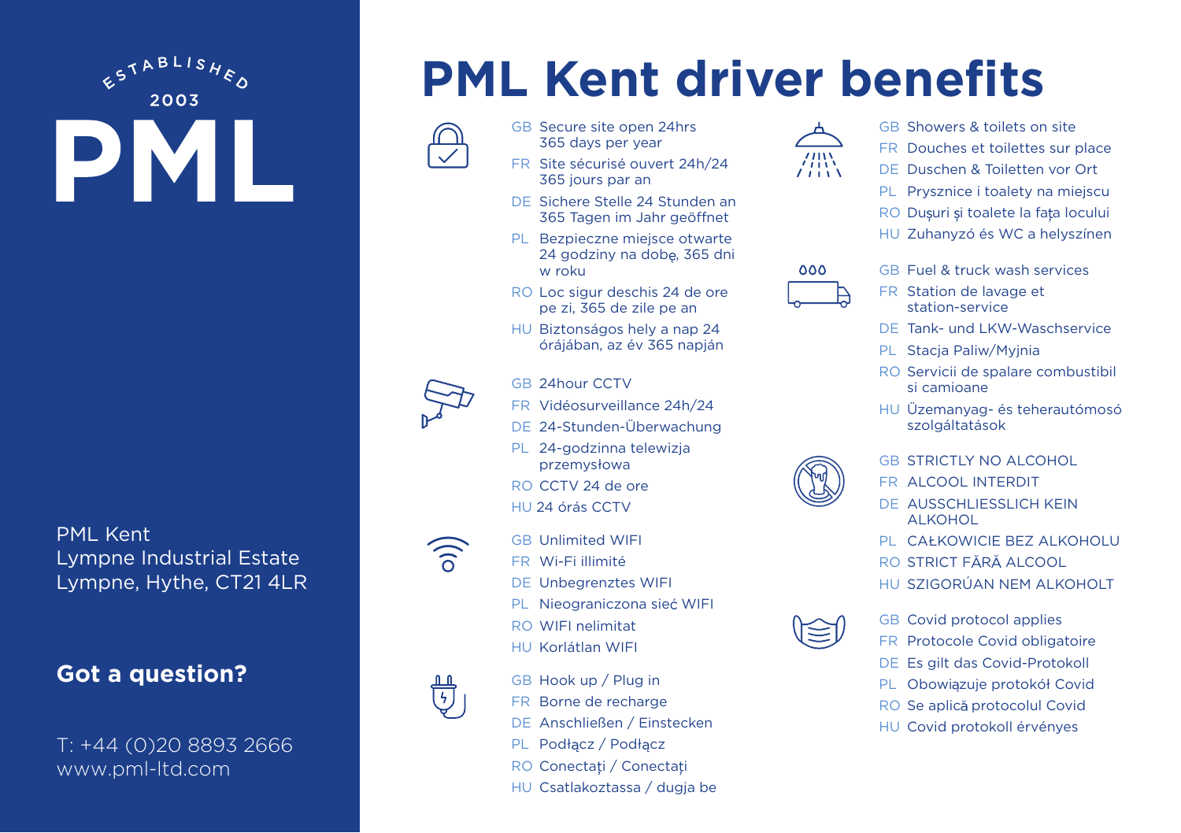ESTABLISHED
2003

# PML

PML Kent
Lympne Industrial Estate
Lympne, Hythe, CT21 4LR

**Got a question?**

T: +44 (0)20 8893 2666
www.pml-ltd.com

# PML Kent driver benefits

- GB Secure site open 24hrs 365 days per year
- FR Site sécurisé ouvert 24h/24 365 jours par an
- DE Sichere Stelle 24 Stunden an 365 Tagen im Jahr geöffnet
- PL Bezpieczne miejsce otwarte 24 godziny na dobę, 365 dni w roku
- RO Loc sigur deschis 24 de ore pe zi, 365 de zile pe an
- HU Biztonságos hely a nap 24 órájában, az év 365 napján

- GB 24hour CCTV
- FR Vidéosurveillance 24h/24
- DE 24-Stunden-Überwachung
- PL 24-godzinna telewizja przemysłowa
- RO CCTV 24 de ore
- HU 24 órás CCTV

- GB Unlimited WIFI
- FR Wi-Fi illimité
- DE Unbegrenztes WIFI
- PL Nieograniczona sieć WIFI
- RO WIFI nelimitat
- HU Korlátlan WIFI

- GB Hook up / Plug in
- FR Borne de recharge
- DE Anschließen / Einstecken
- PL Podłącz / Podłącz
- RO Conectați / Conectați
- HU Csatlakoztassa / dugja be

- GB Showers & toilets on site
- FR Douches et toilettes sur place
- DE Duschen & Toiletten vor Ort
- PL Prysznice i toalety na miejscu
- RO Dușuri și toalete la fața locului
- HU Zuhanyzó és WC a helyszínen

- GB Fuel & truck wash services
- FR Station de lavage et station-service
- DE Tank- und LKW-Waschservice
- PL Stacja Paliw/Myjnia
- RO Servicii de spalare combustibil si camioane
- HU Üzemanyag- és teherautómosó szolgáltatások

- GB STRICTLY NO ALCOHOL
- FR ALCOOL INTERDIT
- DE AUSSCHLIESSLICH KEIN ALKOHOL
- PL CAŁKOWICIE BEZ ALKOHOLU
- RO STRICT FĂRĂ ALCOOL
- HU SZIGORÚAN NEM ALKOHOLT

- GB Covid protocol applies
- FR Protocole Covid obligatoire
- DE Es gilt das Covid-Protokoll
- PL Obowiązuje protokół Covid
- RO Se aplică protocolul Covid
- HU Covid protokoll érvényes